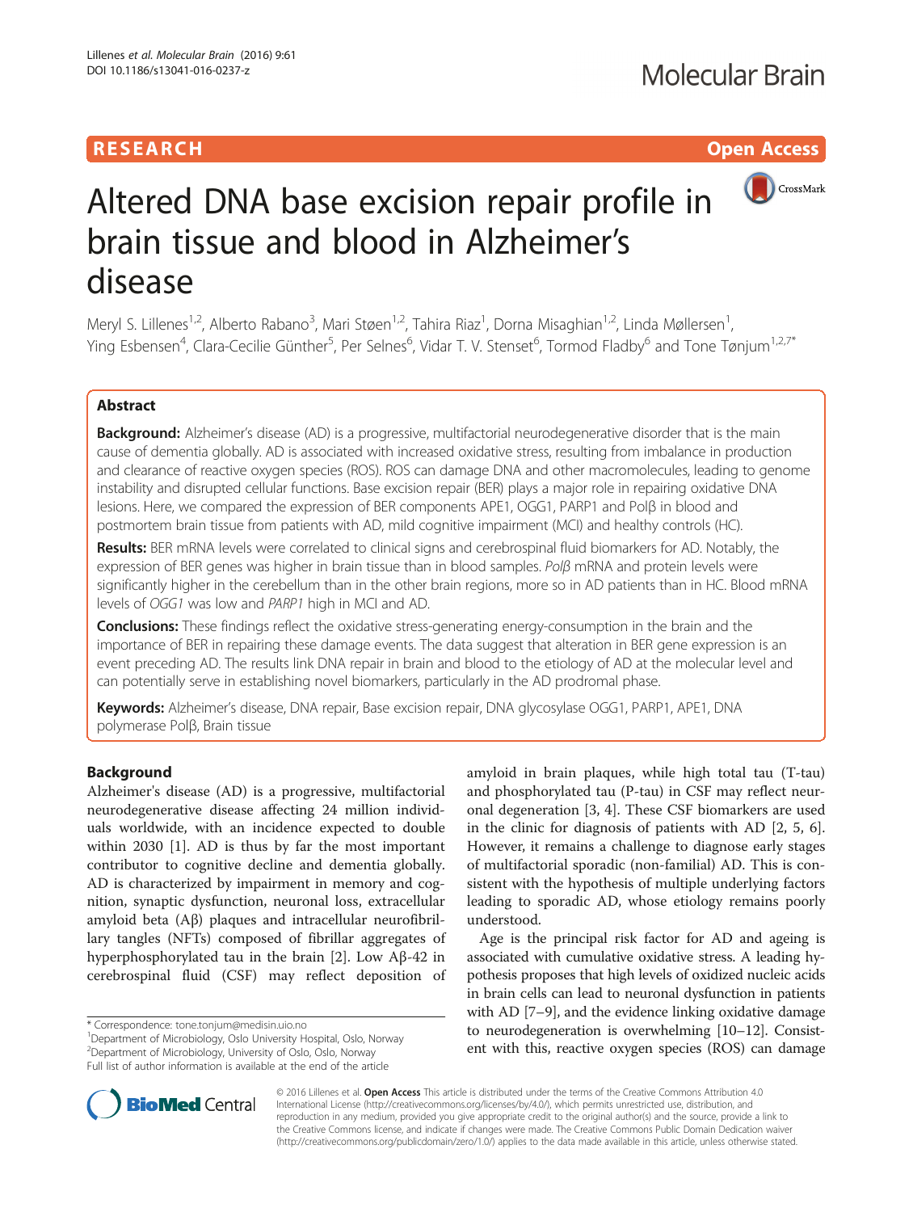RESEARCH

Open Access

# Altered DNA base excision repair profile in brain tissue and blood in Alzheimer's disease

Meryl S. Lillenes[1,2], Alberto Rabano[3], Mari Støen[1,2], Tahira Riaz[1], Dorna Misaghian[1,2], Linda Møllersen[1], Ying Esbensen[4], Clara-Cecilie Günther[5], Per Selnes[6], Vidar T. V. Stenset[6], Tormod Fladby[6] and Tone Tønjum[1,2,7*]

## Abstract

**Background:** Alzheimer's disease (AD) is a progressive, multifactorial neurodegenerative disorder that is the main cause of dementia globally. AD is associated with increased oxidative stress, resulting from imbalance in production and clearance of reactive oxygen species (ROS). ROS can damage DNA and other macromolecules, leading to genome instability and disrupted cellular functions. Base excision repair (BER) plays a major role in repairing oxidative DNA lesions. Here, we compared the expression of BER components APE1, OGG1, PARP1 and Polβ in blood and postmortem brain tissue from patients with AD, mild cognitive impairment (MCI) and healthy controls (HC).

**Results:** BER mRNA levels were correlated to clinical signs and cerebrospinal fluid biomarkers for AD. Notably, the expression of BER genes was higher in brain tissue than in blood samples. *Polβ* mRNA and protein levels were significantly higher in the cerebellum than in the other brain regions, more so in AD patients than in HC. Blood mRNA levels of *OGG1* was low and *PARP1* high in MCI and AD.

**Conclusions:** These findings reflect the oxidative stress-generating energy-consumption in the brain and the importance of BER in repairing these damage events. The data suggest that alteration in BER gene expression is an event preceding AD. The results link DNA repair in brain and blood to the etiology of AD at the molecular level and can potentially serve in establishing novel biomarkers, particularly in the AD prodromal phase.

**Keywords:** Alzheimer's disease, DNA repair, Base excision repair, DNA glycosylase OGG1, PARP1, APE1, DNA polymerase Polβ, Brain tissue

## Background

Alzheimer's disease (AD) is a progressive, multifactorial neurodegenerative disease affecting 24 million individuals worldwide, with an incidence expected to double within 2030 [1]. AD is thus by far the most important contributor to cognitive decline and dementia globally. AD is characterized by impairment in memory and cognition, synaptic dysfunction, neuronal loss, extracellular amyloid beta (Aβ) plaques and intracellular neurofibrillary tangles (NFTs) composed of fibrillar aggregates of hyperphosphorylated tau in the brain [2]. Low Aβ-42 in cerebrospinal fluid (CSF) may reflect deposition of amyloid in brain plaques, while high total tau (T-tau) and phosphorylated tau (P-tau) in CSF may reflect neuronal degeneration [3, 4]. These CSF biomarkers are used in the clinic for diagnosis of patients with AD [2, 5, 6]. However, it remains a challenge to diagnose early stages of multifactorial sporadic (non-familial) AD. This is consistent with the hypothesis of multiple underlying factors leading to sporadic AD, whose etiology remains poorly understood.

Age is the principal risk factor for AD and ageing is associated with cumulative oxidative stress. A leading hypothesis proposes that high levels of oxidized nucleic acids in brain cells can lead to neuronal dysfunction in patients with AD [7–9], and the evidence linking oxidative damage to neurodegeneration is overwhelming [10–12]. Consistent with this, reactive oxygen species (ROS) can damage

\* Correspondence: tone.tonjum@medisin.uio.no
[1]Department of Microbiology, Oslo University Hospital, Oslo, Norway
[2]Department of Microbiology, University of Oslo, Oslo, Norway
Full list of author information is available at the end of the article

© 2016 Lillenes et al. **Open Access** This article is distributed under the terms of the Creative Commons Attribution 4.0 International License (http://creativecommons.org/licenses/by/4.0/), which permits unrestricted use, distribution, and reproduction in any medium, provided you give appropriate credit to the original author(s) and the source, provide a link to the Creative Commons license, and indicate if changes were made. The Creative Commons Public Domain Dedication waiver (http://creativecommons.org/publicdomain/zero/1.0/) applies to the data made available in this article, unless otherwise stated.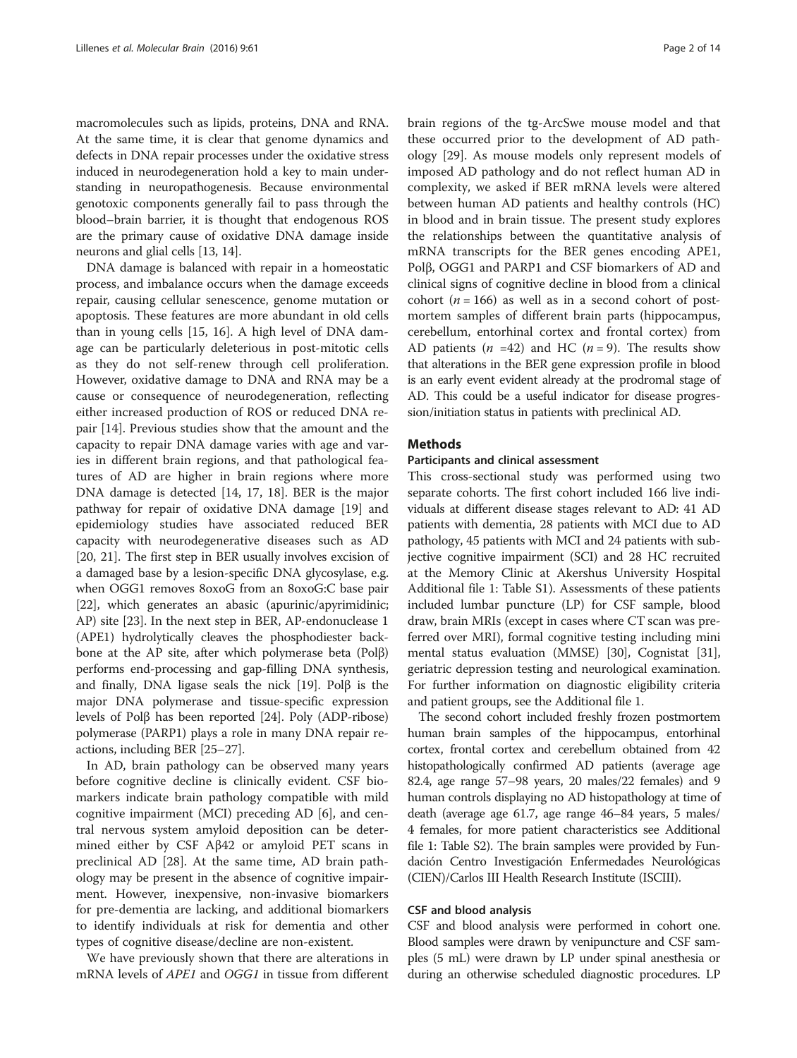macromolecules such as lipids, proteins, DNA and RNA. At the same time, it is clear that genome dynamics and defects in DNA repair processes under the oxidative stress induced in neurodegeneration hold a key to main understanding in neuropathogenesis. Because environmental genotoxic components generally fail to pass through the blood–brain barrier, it is thought that endogenous ROS are the primary cause of oxidative DNA damage inside neurons and glial cells [13, 14].

DNA damage is balanced with repair in a homeostatic process, and imbalance occurs when the damage exceeds repair, causing cellular senescence, genome mutation or apoptosis. These features are more abundant in old cells than in young cells [15, 16]. A high level of DNA damage can be particularly deleterious in post-mitotic cells as they do not self-renew through cell proliferation. However, oxidative damage to DNA and RNA may be a cause or consequence of neurodegeneration, reflecting either increased production of ROS or reduced DNA repair [14]. Previous studies show that the amount and the capacity to repair DNA damage varies with age and varies in different brain regions, and that pathological features of AD are higher in brain regions where more DNA damage is detected [14, 17, 18]. BER is the major pathway for repair of oxidative DNA damage [19] and epidemiology studies have associated reduced BER capacity with neurodegenerative diseases such as AD [20, 21]. The first step in BER usually involves excision of a damaged base by a lesion-specific DNA glycosylase, e.g. when OGG1 removes 8oxoG from an 8oxoG:C base pair [22], which generates an abasic (apurinic/apyrimidinic; AP) site [23]. In the next step in BER, AP-endonuclease 1 (APE1) hydrolytically cleaves the phosphodiester backbone at the AP site, after which polymerase beta (Polβ) performs end-processing and gap-filling DNA synthesis, and finally, DNA ligase seals the nick [19]. Polβ is the major DNA polymerase and tissue-specific expression levels of Polβ has been reported [24]. Poly (ADP-ribose) polymerase (PARP1) plays a role in many DNA repair reactions, including BER [25–27].

In AD, brain pathology can be observed many years before cognitive decline is clinically evident. CSF biomarkers indicate brain pathology compatible with mild cognitive impairment (MCI) preceding AD [6], and central nervous system amyloid deposition can be determined either by CSF Aβ42 or amyloid PET scans in preclinical AD [28]. At the same time, AD brain pathology may be present in the absence of cognitive impairment. However, inexpensive, non-invasive biomarkers for pre-dementia are lacking, and additional biomarkers to identify individuals at risk for dementia and other types of cognitive disease/decline are non-existent.

We have previously shown that there are alterations in mRNA levels of *APE1* and *OGG1* in tissue from different brain regions of the tg-ArcSwe mouse model and that these occurred prior to the development of AD pathology [29]. As mouse models only represent models of imposed AD pathology and do not reflect human AD in complexity, we asked if BER mRNA levels were altered between human AD patients and healthy controls (HC) in blood and in brain tissue. The present study explores the relationships between the quantitative analysis of mRNA transcripts for the BER genes encoding APE1, Polβ, OGG1 and PARP1 and CSF biomarkers of AD and clinical signs of cognitive decline in blood from a clinical cohort ($n = 166$) as well as in a second cohort of postmortem samples of different brain parts (hippocampus, cerebellum, entorhinal cortex and frontal cortex) from AD patients ($n = 42$) and HC ($n = 9$). The results show that alterations in the BER gene expression profile in blood is an early event evident already at the prodromal stage of AD. This could be a useful indicator for disease progression/initiation status in patients with preclinical AD.

## Methods

### Participants and clinical assessment

This cross-sectional study was performed using two separate cohorts. The first cohort included 166 live individuals at different disease stages relevant to AD: 41 AD patients with dementia, 28 patients with MCI due to AD pathology, 45 patients with MCI and 24 patients with subjective cognitive impairment (SCI) and 28 HC recruited at the Memory Clinic at Akershus University Hospital Additional file 1: Table S1). Assessments of these patients included lumbar puncture (LP) for CSF sample, blood draw, brain MRIs (except in cases where CT scan was preferred over MRI), formal cognitive testing including mini mental status evaluation (MMSE) [30], Cognistat [31], geriatric depression testing and neurological examination. For further information on diagnostic eligibility criteria and patient groups, see the Additional file 1.

The second cohort included freshly frozen postmortem human brain samples of the hippocampus, entorhinal cortex, frontal cortex and cerebellum obtained from 42 histopathologically confirmed AD patients (average age 82.4, age range 57–98 years, 20 males/22 females) and 9 human controls displaying no AD histopathology at time of death (average age 61.7, age range 46–84 years, 5 males/4 females, for more patient characteristics see Additional file 1: Table S2). The brain samples were provided by Fundación Centro Investigación Enfermedades Neurológicas (CIEN)/Carlos III Health Research Institute (ISCIII).

### CSF and blood analysis

CSF and blood analysis were performed in cohort one. Blood samples were drawn by venipuncture and CSF samples (5 mL) were drawn by LP under spinal anesthesia or during an otherwise scheduled diagnostic procedures. LP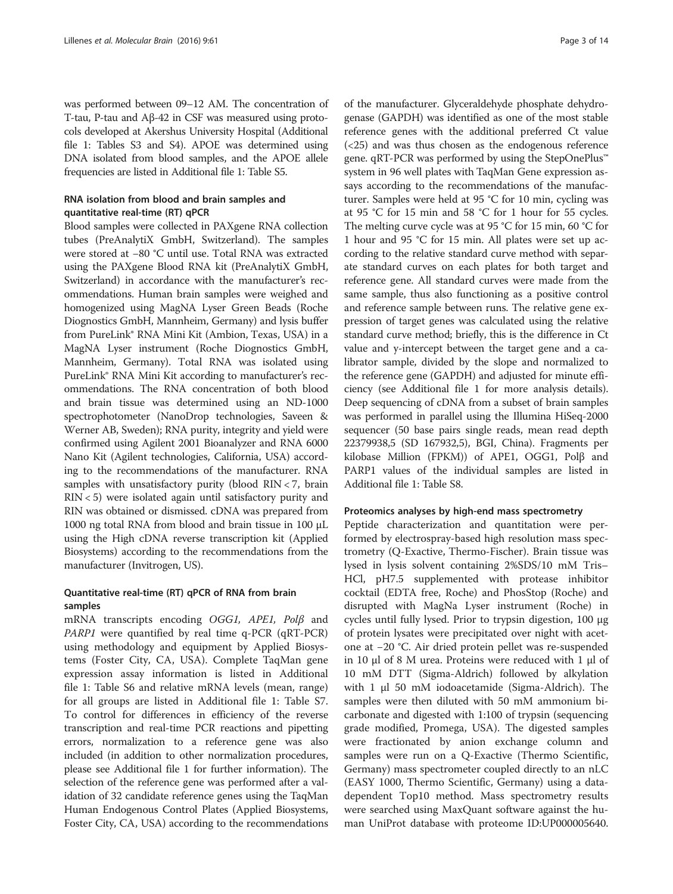was performed between 09–12 AM. The concentration of T-tau, P-tau and Aβ-42 in CSF was measured using protocols developed at Akershus University Hospital (Additional file 1: Tables S3 and S4). APOE was determined using DNA isolated from blood samples, and the APOE allele frequencies are listed in Additional file 1: Table S5.

### RNA isolation from blood and brain samples and quantitative real-time (RT) qPCR

Blood samples were collected in PAXgene RNA collection tubes (PreAnalytiX GmbH, Switzerland). The samples were stored at −80 °C until use. Total RNA was extracted using the PAXgene Blood RNA kit (PreAnalytiX GmbH, Switzerland) in accordance with the manufacturer's recommendations. Human brain samples were weighed and homogenized using MagNA Lyser Green Beads (Roche Diagnostics GmbH, Mannheim, Germany) and lysis buffer from PureLink® RNA Mini Kit (Ambion, Texas, USA) in a MagNA Lyser instrument (Roche Diognostics GmbH, Mannheim, Germany). Total RNA was isolated using PureLink® RNA Mini Kit according to manufacturer's recommendations. The RNA concentration of both blood and brain tissue was determined using an ND-1000 spectrophotometer (NanoDrop technologies, Saveen & Werner AB, Sweden); RNA purity, integrity and yield were confirmed using Agilent 2001 Bioanalyzer and RNA 6000 Nano Kit (Agilent technologies, California, USA) according to the recommendations of the manufacturer. RNA samples with unsatisfactory purity (blood RIN < 7, brain RIN < 5) were isolated again until satisfactory purity and RIN was obtained or dismissed. cDNA was prepared from 1000 ng total RNA from blood and brain tissue in 100 μL using the High cDNA reverse transcription kit (Applied Biosystems) according to the recommendations from the manufacturer (Invitrogen, US).

### Quantitative real-time (RT) qPCR of RNA from brain samples

mRNA transcripts encoding *OGG1, APE1, Polβ* and *PARP1* were quantified by real time q-PCR (qRT-PCR) using methodology and equipment by Applied Biosystems (Foster City, CA, USA). Complete TaqMan gene expression assay information is listed in Additional file 1: Table S6 and relative mRNA levels (mean, range) for all groups are listed in Additional file 1: Table S7. To control for differences in efficiency of the reverse transcription and real-time PCR reactions and pipetting errors, normalization to a reference gene was also included (in addition to other normalization procedures, please see Additional file 1 for further information). The selection of the reference gene was performed after a validation of 32 candidate reference genes using the TaqMan Human Endogenous Control Plates (Applied Biosystems, Foster City, CA, USA) according to the recommendations of the manufacturer. Glyceraldehyde phosphate dehydrogenase (GAPDH) was identified as one of the most stable reference genes with the additional preferred Ct value (<25) and was thus chosen as the endogenous reference gene. qRT-PCR was performed by using the StepOnePlus™ system in 96 well plates with TaqMan Gene expression assays according to the recommendations of the manufacturer. Samples were held at 95 °C for 10 min, cycling was at 95 °C for 15 min and 58 °C for 1 hour for 55 cycles. The melting curve cycle was at 95 °C for 15 min, 60 °C for 1 hour and 95 °C for 15 min. All plates were set up according to the relative standard curve method with separate standard curves on each plates for both target and reference gene. All standard curves were made from the same sample, thus also functioning as a positive control and reference sample between runs. The relative gene expression of target genes was calculated using the relative standard curve method; briefly, this is the difference in Ct value and y-intercept between the target gene and a calibrator sample, divided by the slope and normalized to the reference gene (GAPDH) and adjusted for minute efficiency (see Additional file 1 for more analysis details). Deep sequencing of cDNA from a subset of brain samples was performed in parallel using the Illumina HiSeq-2000 sequencer (50 base pairs single reads, mean read depth 22379938,5 (SD 167932,5), BGI, China). Fragments per kilobase Million (FPKM)) of APE1, OGG1, Polβ and PARP1 values of the individual samples are listed in Additional file 1: Table S8.

### Proteomics analyses by high-end mass spectrometry

Peptide characterization and quantitation were performed by electrospray-based high resolution mass spectrometry (Q-Exactive, Thermo-Fischer). Brain tissue was lysed in lysis solvent containing 2%SDS/10 mM Tris–HCl, pH7.5 supplemented with protease inhibitor cocktail (EDTA free, Roche) and PhosStop (Roche) and disrupted with MagNa Lyser instrument (Roche) in cycles until fully lysed. Prior to trypsin digestion, 100 μg of protein lysates were precipitated over night with acetone at −20 °C. Air dried protein pellet was re-suspended in 10 μl of 8 M urea. Proteins were reduced with 1 μl of 10 mM DTT (Sigma-Aldrich) followed by alkylation with 1 μl 50 mM iodoacetamide (Sigma-Aldrich). The samples were then diluted with 50 mM ammonium bicarbonate and digested with 1:100 of trypsin (sequencing grade modified, Promega, USA). The digested samples were fractionated by anion exchange column and samples were run on a Q-Exactive (Thermo Scientific, Germany) mass spectrometer coupled directly to an nLC (EASY 1000, Thermo Scientific, Germany) using a data-dependent Top10 method. Mass spectrometry results were searched using MaxQuant software against the human UniProt database with proteome ID:UP000005640.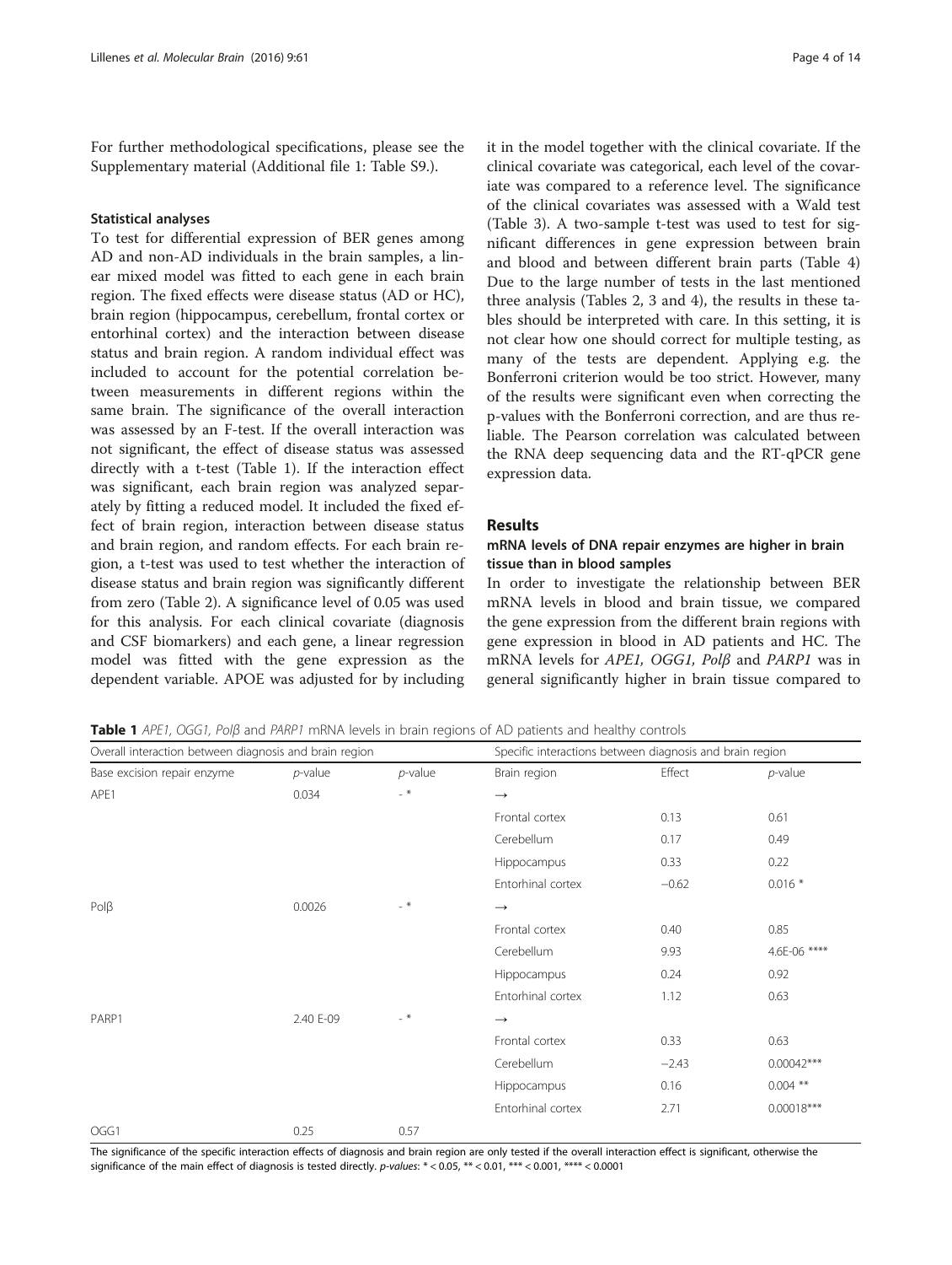For further methodological specifications, please see the Supplementary material (Additional file 1: Table S9.).

### Statistical analyses

To test for differential expression of BER genes among AD and non-AD individuals in the brain samples, a linear mixed model was fitted to each gene in each brain region. The fixed effects were disease status (AD or HC), brain region (hippocampus, cerebellum, frontal cortex or entorhinal cortex) and the interaction between disease status and brain region. A random individual effect was included to account for the potential correlation between measurements in different regions within the same brain. The significance of the overall interaction was assessed by an F-test. If the overall interaction was not significant, the effect of disease status was assessed directly with a t-test (Table 1). If the interaction effect was significant, each brain region was analyzed separately by fitting a reduced model. It included the fixed effect of brain region, interaction between disease status and brain region, and random effects. For each brain region, a t-test was used to test whether the interaction of disease status and brain region was significantly different from zero (Table 2). A significance level of 0.05 was used for this analysis. For each clinical covariate (diagnosis and CSF biomarkers) and each gene, a linear regression model was fitted with the gene expression as the dependent variable. APOE was adjusted for by including it in the model together with the clinical covariate. If the clinical covariate was categorical, each level of the covariate was compared to a reference level. The significance of the clinical covariates was assessed with a Wald test (Table 3). A two-sample t-test was used to test for significant differences in gene expression between brain and blood and between different brain parts (Table 4) Due to the large number of tests in the last mentioned three analysis (Tables 2, 3 and 4), the results in these tables should be interpreted with care. In this setting, it is not clear how one should correct for multiple testing, as many of the tests are dependent. Applying e.g. the Bonferroni criterion would be too strict. However, many of the results were significant even when correcting the p-values with the Bonferroni correction, and are thus reliable. The Pearson correlation was calculated between the RNA deep sequencing data and the RT-qPCR gene expression data.

## Results

### mRNA levels of DNA repair enzymes are higher in brain tissue than in blood samples

In order to investigate the relationship between BER mRNA levels in blood and brain tissue, we compared the gene expression from the different brain regions with gene expression in blood in AD patients and HC. The mRNA levels for *APE1, OGG1, Polβ* and *PARP1* was in general significantly higher in brain tissue compared to

**Table 1** *APE1, OGG1, Polβ* and *PARP1* mRNA levels in brain regions of AD patients and healthy controls

| Overall interaction between diagnosis and brain region | | | Specific interactions between diagnosis and brain region | | |
|---|---|---|---|---|---|
| Base excision repair enzyme | *p*-value | *p*-value | Brain region | Effect | *p*-value |
| APE1 | 0.034 | - * | → | | |
| | | | Frontal cortex | 0.13 | 0.61 |
| | | | Cerebellum | 0.17 | 0.49 |
| | | | Hippocampus | 0.33 | 0.22 |
| | | | Entorhinal cortex | −0.62 | 0.016 * |
| Polβ | 0.0026 | - * | → | | |
| | | | Frontal cortex | 0.40 | 0.85 |
| | | | Cerebellum | 9.93 | 4.6E-06 **** |
| | | | Hippocampus | 0.24 | 0.92 |
| | | | Entorhinal cortex | 1.12 | 0.63 |
| PARP1 | 2.40 E-09 | - * | → | | |
| | | | Frontal cortex | 0.33 | 0.63 |
| | | | Cerebellum | −2.43 | 0.00042*** |
| | | | Hippocampus | 0.16 | 0.004 ** |
| | | | Entorhinal cortex | 2.71 | 0.00018*** |
| OGG1 | 0.25 | 0.57 | | | |

The significance of the specific interaction effects of diagnosis and brain region are only tested if the overall interaction effect is significant, otherwise the significance of the main effect of diagnosis is tested directly. *p-values*: * < 0.05, ** < 0.01, *** < 0.001, **** < 0.0001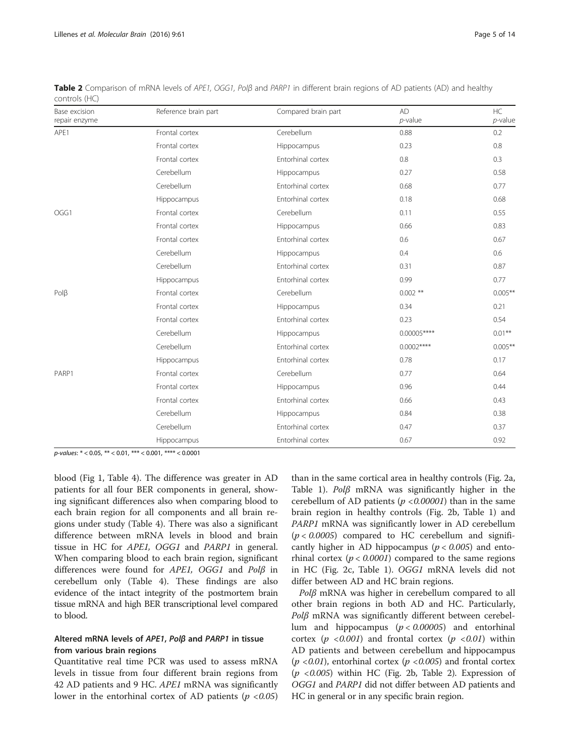**Table 2** Comparison of mRNA levels of *APE1, OGG1, Polβ* and *PARP1* in different brain regions of AD patients (AD) and healthy controls (HC)

| Base excision repair enzyme | Reference brain part | Compared brain part | AD *p*-value | HC *p*-value |
|---|---|---|---|---|
| APE1 | Frontal cortex | Cerebellum | 0.88 | 0.2 |
| | Frontal cortex | Hippocampus | 0.23 | 0.8 |
| | Frontal cortex | Entorhinal cortex | 0.8 | 0.3 |
| | Cerebellum | Hippocampus | 0.27 | 0.58 |
| | Cerebellum | Entorhinal cortex | 0.68 | 0.77 |
| | Hippocampus | Entorhinal cortex | 0.18 | 0.68 |
| OGG1 | Frontal cortex | Cerebellum | 0.11 | 0.55 |
| | Frontal cortex | Hippocampus | 0.66 | 0.83 |
| | Frontal cortex | Entorhinal cortex | 0.6 | 0.67 |
| | Cerebellum | Hippocampus | 0.4 | 0.6 |
| | Cerebellum | Entorhinal cortex | 0.31 | 0.87 |
| | Hippocampus | Entorhinal cortex | 0.99 | 0.77 |
| Polβ | Frontal cortex | Cerebellum | 0.002 ** | 0.005** |
| | Frontal cortex | Hippocampus | 0.34 | 0.21 |
| | Frontal cortex | Entorhinal cortex | 0.23 | 0.54 |
| | Cerebellum | Hippocampus | 0.00005**** | 0.01** |
| | Cerebellum | Entorhinal cortex | 0.0002**** | 0.005** |
| | Hippocampus | Entorhinal cortex | 0.78 | 0.17 |
| PARP1 | Frontal cortex | Cerebellum | 0.77 | 0.64 |
| | Frontal cortex | Hippocampus | 0.96 | 0.44 |
| | Frontal cortex | Entorhinal cortex | 0.66 | 0.43 |
| | Cerebellum | Hippocampus | 0.84 | 0.38 |
| | Cerebellum | Entorhinal cortex | 0.47 | 0.37 |
| | Hippocampus | Entorhinal cortex | 0.67 | 0.92 |

*p-values*: * < 0.05, ** < 0.01, *** < 0.001, **** < 0.0001

blood (Fig 1, Table 4). The difference was greater in AD patients for all four BER components in general, showing significant differences also when comparing blood to each brain region for all components and all brain regions under study (Table 4). There was also a significant difference between mRNA levels in blood and brain tissue in HC for *APE1, OGG1* and *PARP1* in general. When comparing blood to each brain region, significant differences were found for *APE1, OGG1* and *Polβ* in cerebellum only (Table 4). These findings are also evidence of the intact integrity of the postmortem brain tissue mRNA and high BER transcriptional level compared to blood.

### Altered mRNA levels of *APE1*, *Polβ* and *PARP1* in tissue from various brain regions

Quantitative real time PCR was used to assess mRNA levels in tissue from four different brain regions from 42 AD patients and 9 HC. *APE1* mRNA was significantly lower in the entorhinal cortex of AD patients ($p < 0.05$) than in the same cortical area in healthy controls (Fig. 2a, Table 1). *Polβ* mRNA was significantly higher in the cerebellum of AD patients ($p < 0.00001$) than in the same brain region in healthy controls (Fig. 2b, Table 1) and *PARP1* mRNA was significantly lower in AD cerebellum ($p < 0.0005$) compared to HC cerebellum and significantly higher in AD hippocampus ($p < 0.005$) and entorhinal cortex ($p < 0.0001$) compared to the same regions in HC (Fig. 2c, Table 1). *OGG1* mRNA levels did not differ between AD and HC brain regions.

*Polβ* mRNA was higher in cerebellum compared to all other brain regions in both AD and HC. Particularly, *Polβ* mRNA was significantly different between cerebellum and hippocampus ($p < 0.00005$) and entorhinal cortex ($p < 0.001$) and frontal cortex ($p < 0.01$) within AD patients and between cerebellum and hippocampus ($p < 0.01$), entorhinal cortex ($p < 0.005$) and frontal cortex ($p < 0.005$) within HC (Fig. 2b, Table 2). Expression of *OGG1* and *PARP1* did not differ between AD patients and HC in general or in any specific brain region.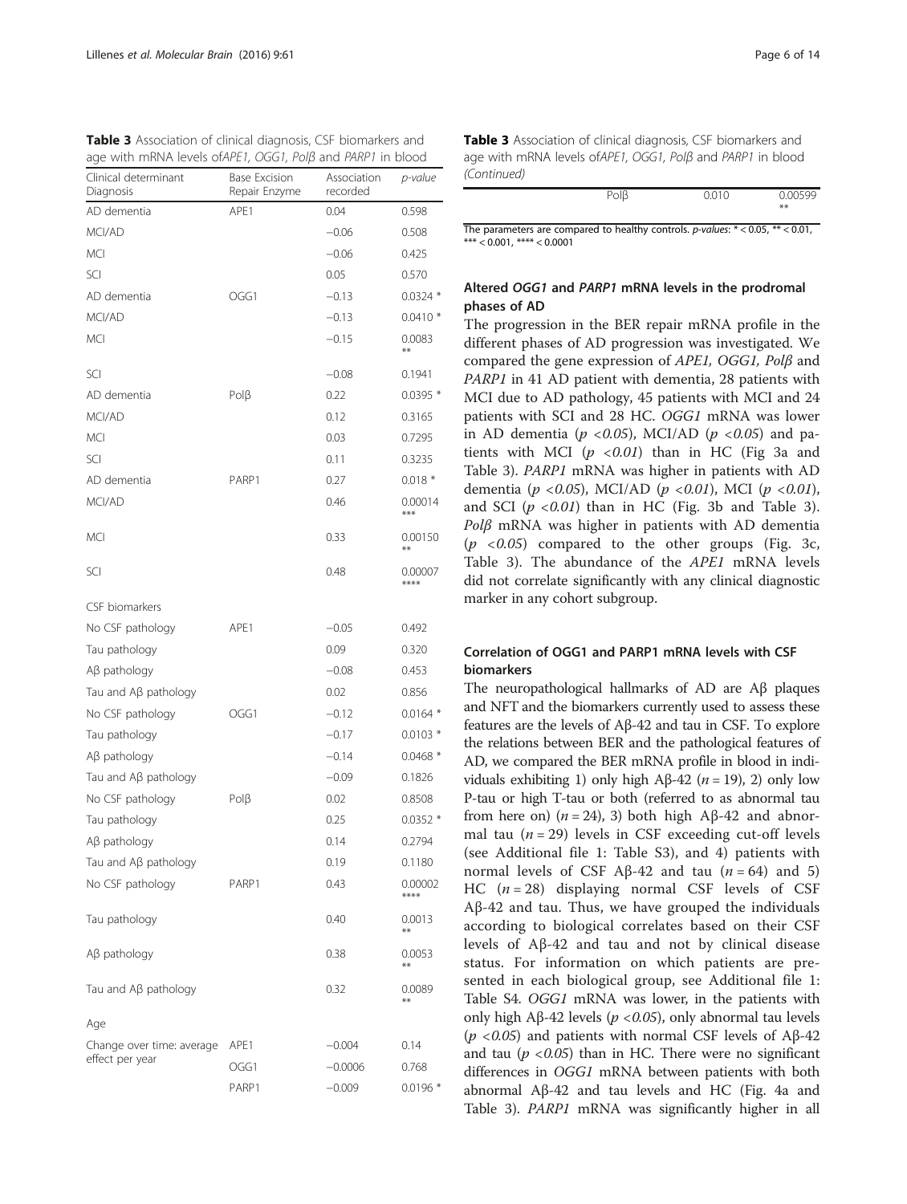**Table 3** Association of clinical diagnosis, CSF biomarkers and age with mRNA levels of *APE1*, *OGG1*, *Polβ* and *PARP1* in blood

| Clinical determinant | Base Excision Repair Enzyme | Association recorded | p-value |
|---|---|---|---|
| Diagnosis | | | |
| AD dementia | APE1 | 0.04 | 0.598 |
| MCI/AD | | −0.06 | 0.508 |
| MCI | | −0.06 | 0.425 |
| SCI | | 0.05 | 0.570 |
| AD dementia | OGG1 | −0.13 | 0.0324 * |
| MCI/AD | | −0.13 | 0.0410 * |
| MCI | | −0.15 | 0.0083 ** |
| SCI | | −0.08 | 0.1941 |
| AD dementia | Polβ | 0.22 | 0.0395 * |
| MCI/AD | | 0.12 | 0.3165 |
| MCI | | 0.03 | 0.7295 |
| SCI | | 0.11 | 0.3235 |
| AD dementia | PARP1 | 0.27 | 0.018 * |
| MCI/AD | | 0.46 | 0.00014 *** |
| MCI | | 0.33 | 0.00150 ** |
| SCI | | 0.48 | 0.00007 **** |
| CSF biomarkers | | | |
| No CSF pathology | APE1 | −0.05 | 0.492 |
| Tau pathology | | 0.09 | 0.320 |
| Aβ pathology | | −0.08 | 0.453 |
| Tau and Aβ pathology | | 0.02 | 0.856 |
| No CSF pathology | OGG1 | −0.12 | 0.0164 * |
| Tau pathology | | −0.17 | 0.0103 * |
| Aβ pathology | | −0.14 | 0.0468 * |
| Tau and Aβ pathology | | −0.09 | 0.1826 |
| No CSF pathology | Polβ | 0.02 | 0.8508 |
| Tau pathology | | 0.25 | 0.0352 * |
| Aβ pathology | | 0.14 | 0.2794 |
| Tau and Aβ pathology | | 0.19 | 0.1180 |
| No CSF pathology | PARP1 | 0.43 | 0.00002 **** |
| Tau pathology | | 0.40 | 0.0013 ** |
| Aβ pathology | | 0.38 | 0.0053 ** |
| Tau and Aβ pathology | | 0.32 | 0.0089 ** |
| Age | | | |
| Change over time: average effect per year | APE1 | −0.004 | 0.14 |
| | OGG1 | −0.0006 | 0.768 |
| | PARP1 | −0.009 | 0.0196 * |
| | Polβ | 0.010 | 0.00599 ** |

The parameters are compared to healthy controls. *p-values*: * < 0.05, ** < 0.01, *** < 0.001, **** < 0.0001

## Altered *OGG1* and *PARP1* mRNA levels in the prodromal phases of AD

The progression in the BER repair mRNA profile in the different phases of AD progression was investigated. We compared the gene expression of *APE1, OGG1, Polβ* and *PARP1* in 41 AD patient with dementia, 28 patients with MCI due to AD pathology, 45 patients with MCI and 24 patients with SCI and 28 HC. *OGG1* mRNA was lower in AD dementia ($p < 0.05$), MCI/AD ($p < 0.05$) and patients with MCI ($p < 0.01$) than in HC (Fig 3a and Table 3). *PARP1* mRNA was higher in patients with AD dementia ($p < 0.05$), MCI/AD ($p < 0.01$), MCI ($p < 0.01$), and SCI ($p < 0.01$) than in HC (Fig. 3b and Table 3). *Polβ* mRNA was higher in patients with AD dementia ($p < 0.05$) compared to the other groups (Fig. 3c, Table 3). The abundance of the *APE1* mRNA levels did not correlate significantly with any clinical diagnostic marker in any cohort subgroup.

## Correlation of OGG1 and PARP1 mRNA levels with CSF biomarkers

The neuropathological hallmarks of AD are Aβ plaques and NFT and the biomarkers currently used to assess these features are the levels of Aβ-42 and tau in CSF. To explore the relations between BER and the pathological features of AD, we compared the BER mRNA profile in blood in individuals exhibiting 1) only high Aβ-42 ($n = 19$), 2) only low P-tau or high T-tau or both (referred to as abnormal tau from here on) ($n = 24$), 3) both high Aβ-42 and abnormal tau ($n = 29$) levels in CSF exceeding cut-off levels (see Additional file 1: Table S3), and 4) patients with normal levels of CSF Aβ-42 and tau ($n = 64$) and 5) HC ($n = 28$) displaying normal CSF levels of CSF Aβ-42 and tau. Thus, we have grouped the individuals according to biological correlates based on their CSF levels of Aβ-42 and tau and not by clinical disease status. For information on which patients are presented in each biological group, see Additional file 1: Table S4. *OGG1* mRNA was lower, in the patients with only high Aβ-42 levels ($p < 0.05$), only abnormal tau levels ($p < 0.05$) and patients with normal CSF levels of Aβ-42 and tau ($p < 0.05$) than in HC. There were no significant differences in *OGG1* mRNA between patients with both abnormal Aβ-42 and tau levels and HC (Fig. 4a and Table 3). *PARP1* mRNA was significantly higher in all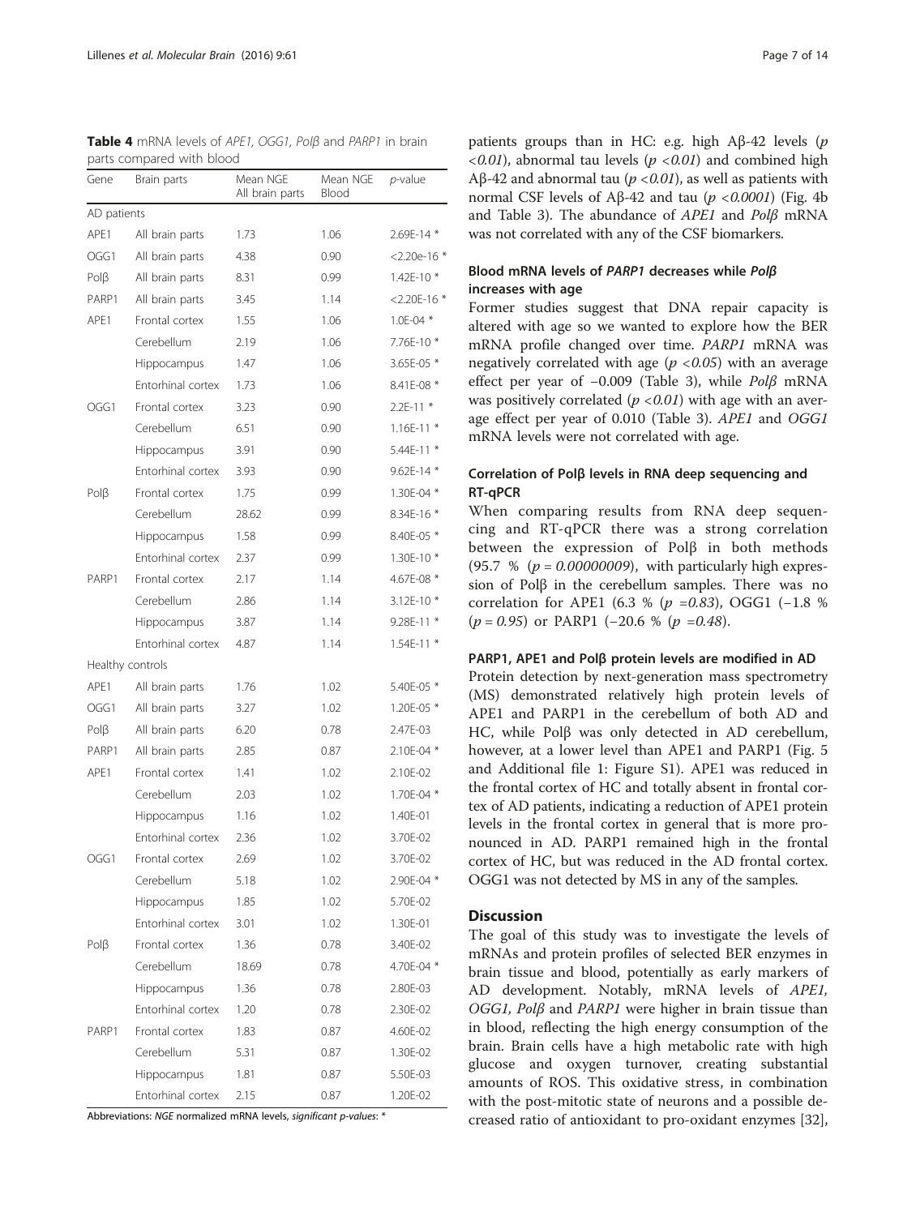**Table 4** mRNA levels of *APE1, OGG1, Polβ* and *PARP1* in brain parts compared with blood

| Gene | Brain parts | Mean NGE All brain parts | Mean NGE Blood | *p*-value |
|---|---|---|---|---|
| AD patients | | | | |
| APE1 | All brain parts | 1.73 | 1.06 | 2.69E-14 * |
| OGG1 | All brain parts | 4.38 | 0.90 | <2.20e-16 * |
| Polβ | All brain parts | 8.31 | 0.99 | 1.42E-10 * |
| PARP1 | All brain parts | 3.45 | 1.14 | <2.20E-16 * |
| APE1 | Frontal cortex | 1.55 | 1.06 | 1.0E-04 * |
| | Cerebellum | 2.19 | 1.06 | 7.76E-10 * |
| | Hippocampus | 1.47 | 1.06 | 3.65E-05 * |
| | Entorhinal cortex | 1.73 | 1.06 | 8.41E-08 * |
| OGG1 | Frontal cortex | 3.23 | 0.90 | 2.2E-11 * |
| | Cerebellum | 6.51 | 0.90 | 1.16E-11 * |
| | Hippocampus | 3.91 | 0.90 | 5.44E-11 * |
| | Entorhinal cortex | 3.93 | 0.90 | 9.62E-14 * |
| Polβ | Frontal cortex | 1.75 | 0.99 | 1.30E-04 * |
| | Cerebellum | 28.62 | 0.99 | 8.34E-16 * |
| | Hippocampus | 1.58 | 0.99 | 8.40E-05 * |
| | Entorhinal cortex | 2.37 | 0.99 | 1.30E-10 * |
| PARP1 | Frontal cortex | 2.17 | 1.14 | 4.67E-08 * |
| | Cerebellum | 2.86 | 1.14 | 3.12E-10 * |
| | Hippocampus | 3.87 | 1.14 | 9.28E-11 * |
| | Entorhinal cortex | 4.87 | 1.14 | 1.54E-11 * |
| Healthy controls | | | | |
| APE1 | All brain parts | 1.76 | 1.02 | 5.40E-05 * |
| OGG1 | All brain parts | 3.27 | 1.02 | 1.20E-05 * |
| Polβ | All brain parts | 6.20 | 0.78 | 2.47E-03 |
| PARP1 | All brain parts | 2.85 | 0.87 | 2.10E-04 * |
| APE1 | Frontal cortex | 1.41 | 1.02 | 2.10E-02 |
| | Cerebellum | 2.03 | 1.02 | 1.70E-04 * |
| | Hippocampus | 1.16 | 1.02 | 1.40E-01 |
| | Entorhinal cortex | 2.36 | 1.02 | 3.70E-02 |
| OGG1 | Frontal cortex | 2.69 | 1.02 | 3.70E-02 |
| | Cerebellum | 5.18 | 1.02 | 2.90E-04 * |
| | Hippocampus | 1.85 | 1.02 | 5.70E-02 |
| | Entorhinal cortex | 3.01 | 1.02 | 1.30E-01 |
| Polβ | Frontal cortex | 1.36 | 0.78 | 3.40E-02 |
| | Cerebellum | 18.69 | 0.78 | 4.70E-04 * |
| | Hippocampus | 1.36 | 0.78 | 2.80E-03 |
| | Entorhinal cortex | 1.20 | 0.78 | 2.30E-02 |
| PARP1 | Frontal cortex | 1.83 | 0.87 | 4.60E-02 |
| | Cerebellum | 5.31 | 0.87 | 1.30E-02 |
| | Hippocampus | 1.81 | 0.87 | 5.50E-03 |
| | Entorhinal cortex | 2.15 | 0.87 | 1.20E-02 |

Abbreviations: *NGE* normalized mRNA levels, *significant p-values*: *

patients groups than in HC: e.g. high Aβ-42 levels ($p < 0.01$), abnormal tau levels ($p < 0.01$) and combined high Aβ-42 and abnormal tau ($p < 0.01$), as well as patients with normal CSF levels of Aβ-42 and tau ($p < 0.0001$) (Fig. 4b and Table 3). The abundance of *APE1* and *Polβ* mRNA was not correlated with any of the CSF biomarkers.

### Blood mRNA levels of *PARP1* decreases while *Polβ* increases with age

Former studies suggest that DNA repair capacity is altered with age so we wanted to explore how the BER mRNA profile changed over time. *PARP1* mRNA was negatively correlated with age ($p < 0.05$) with an average effect per year of −0.009 (Table 3), while *Polβ* mRNA was positively correlated ($p < 0.01$) with age with an average effect per year of 0.010 (Table 3). *APE1* and *OGG1* mRNA levels were not correlated with age.

### Correlation of Polβ levels in RNA deep sequencing and RT-qPCR

When comparing results from RNA deep sequencing and RT-qPCR there was a strong correlation between the expression of Polβ in both methods (95.7 % ($p = 0.00000009$), with particularly high expression of Polβ in the cerebellum samples. There was no correlation for APE1 (6.3 % ($p = 0.83$), OGG1 (−1.8 % ($p = 0.95$) or PARP1 (−20.6 % ($p = 0.48$).

### PARP1, APE1 and Polβ protein levels are modified in AD

Protein detection by next-generation mass spectrometry (MS) demonstrated relatively high protein levels of APE1 and PARP1 in the cerebellum of both AD and HC, while Polβ was only detected in AD cerebellum, however, at a lower level than APE1 and PARP1 (Fig. 5 and Additional file 1: Figure S1). APE1 was reduced in the frontal cortex of HC and totally absent in frontal cortex of AD patients, indicating a reduction of APE1 protein levels in the frontal cortex in general that is more pronounced in AD. PARP1 remained high in the frontal cortex of HC, but was reduced in the AD frontal cortex. OGG1 was not detected by MS in any of the samples.

## Discussion

The goal of this study was to investigate the levels of mRNAs and protein profiles of selected BER enzymes in brain tissue and blood, potentially as early markers of AD development. Notably, mRNA levels of *APE1, OGG1, Polβ* and *PARP1* were higher in brain tissue than in blood, reflecting the high energy consumption of the brain. Brain cells have a high metabolic rate with high glucose and oxygen turnover, creating substantial amounts of ROS. This oxidative stress, in combination with the post-mitotic state of neurons and a possible decreased ratio of antioxidant to pro-oxidant enzymes [32],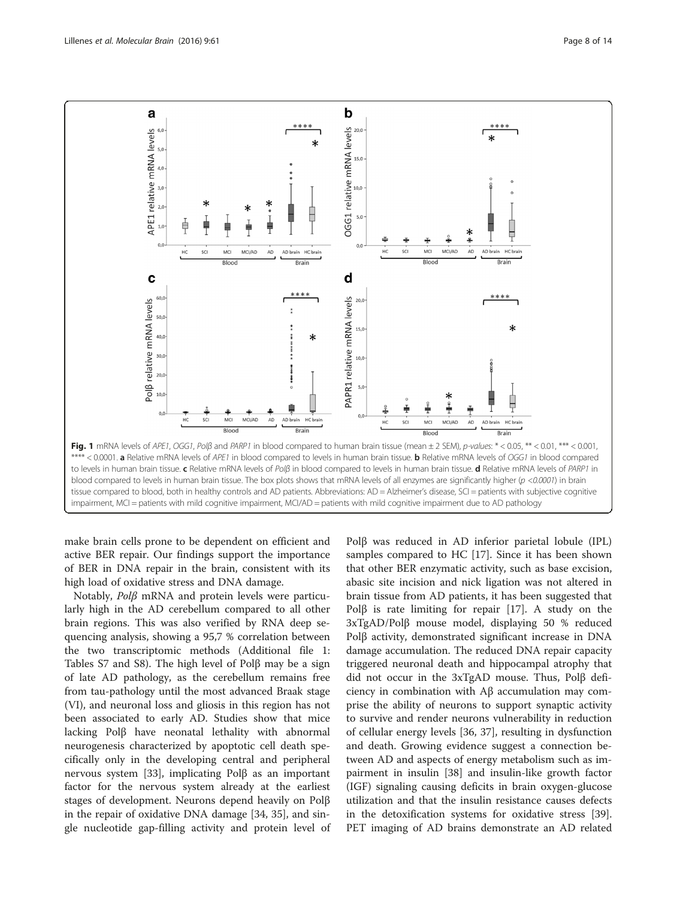**Fig. 1** mRNA levels of *APE1*, *OGG1*, *Polβ* and *PARP1* in blood compared to human brain tissue (mean ± 2 SEM), *p-values*: * < 0.05, ** < 0.01, *** < 0.001, **** < 0.0001. **a** Relative mRNA levels of *APE1* in blood compared to levels in human brain tissue. **b** Relative mRNA levels of *OGG1* in blood compared to levels in human brain tissue. **c** Relative mRNA levels of *Polβ* in blood compared to levels in human brain tissue. **d** Relative mRNA levels of *PARP1* in blood compared to levels in human brain tissue. The box plots shows that mRNA levels of all enzymes are significantly higher (*p <0.0001*) in brain tissue compared to blood, both in healthy controls and AD patients. Abbreviations: AD = Alzheimer's disease, SCI = patients with subjective cognitive impairment, MCI = patients with mild cognitive impairment, MCI/AD = patients with mild cognitive impairment due to AD pathology

make brain cells prone to be dependent on efficient and active BER repair. Our findings support the importance of BER in DNA repair in the brain, consistent with its high load of oxidative stress and DNA damage.

Notably, *Polβ* mRNA and protein levels were particularly high in the AD cerebellum compared to all other brain regions. This was also verified by RNA deep sequencing analysis, showing a 95,7 % correlation between the two transcriptomic methods (Additional file 1: Tables S7 and S8). The high level of Polβ may be a sign of late AD pathology, as the cerebellum remains free from tau-pathology until the most advanced Braak stage (VI), and neuronal loss and gliosis in this region has not been associated to early AD. Studies show that mice lacking Polβ have neonatal lethality with abnormal neurogenesis characterized by apoptotic cell death specifically only in the developing central and peripheral nervous system [33], implicating Polβ as an important factor for the nervous system already at the earliest stages of development. Neurons depend heavily on Polβ in the repair of oxidative DNA damage [34, 35], and single nucleotide gap-filling activity and protein level of Polβ was reduced in AD inferior parietal lobule (IPL) samples compared to HC [17]. Since it has been shown that other BER enzymatic activity, such as base excision, abasic site incision and nick ligation was not altered in brain tissue from AD patients, it has been suggested that Polβ is rate limiting for repair [17]. A study on the 3xTgAD/Polβ mouse model, displaying 50 % reduced Polβ activity, demonstrated significant increase in DNA damage accumulation. The reduced DNA repair capacity triggered neuronal death and hippocampal atrophy that did not occur in the 3xTgAD mouse. Thus, Polβ deficiency in combination with Aβ accumulation may comprise the ability of neurons to support synaptic activity to survive and render neurons vulnerability in reduction of cellular energy levels [36, 37], resulting in dysfunction and death. Growing evidence suggest a connection between AD and aspects of energy metabolism such as impairment in insulin [38] and insulin-like growth factor (IGF) signaling causing deficits in brain oxygen-glucose utilization and that the insulin resistance causes defects in the detoxification systems for oxidative stress [39]. PET imaging of AD brains demonstrate an AD related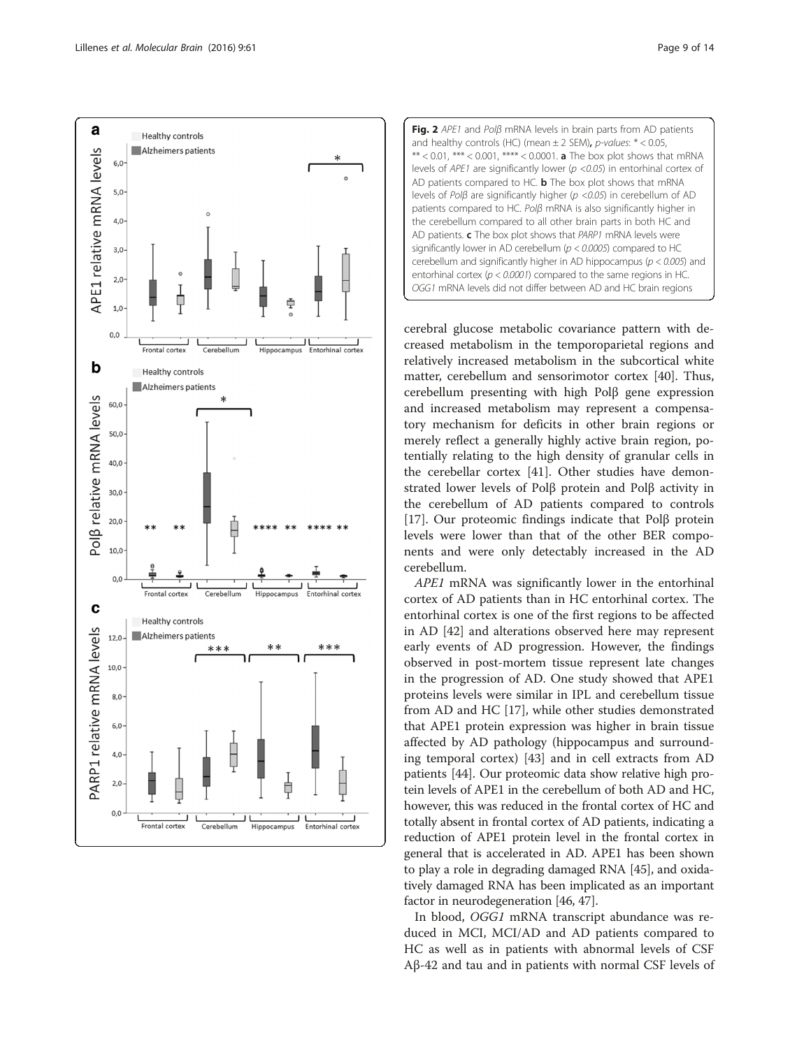**Fig. 2** *APE1* and *Polβ* mRNA levels in brain parts from AD patients and healthy controls (HC) (mean ± 2 SEM), *p-values*: * < 0.05, ** < 0.01, *** < 0.001, **** < 0.0001. **a** The box plot shows that mRNA levels of *APE1* are significantly lower ($p$ <*0.05*) in entorhinal cortex of AD patients compared to HC. **b** The box plot shows that mRNA levels of *Polβ* are significantly higher ($p$ <*0.05*) in cerebellum of AD patients compared to HC. *Polβ* mRNA is also significantly higher in the cerebellum compared to all other brain parts in both HC and AD patients. **c** The box plot shows that *PARP1* mRNA levels were significantly lower in AD cerebellum ($p$ < *0.0005*) compared to HC cerebellum and significantly higher in AD hippocampus ($p$ < *0.005*) and entorhinal cortex ($p$ < *0.0001*) compared to the same regions in HC. *OGG1* mRNA levels did not differ between AD and HC brain regions

cerebral glucose metabolic covariance pattern with decreased metabolism in the temporoparietal regions and relatively increased metabolism in the subcortical white matter, cerebellum and sensorimotor cortex [40]. Thus, cerebellum presenting with high Polβ gene expression and increased metabolism may represent a compensatory mechanism for deficits in other brain regions or merely reflect a generally highly active brain region, potentially relating to the high density of granular cells in the cerebellar cortex [41]. Other studies have demonstrated lower levels of Polβ protein and Polβ activity in the cerebellum of AD patients compared to controls [17]. Our proteomic findings indicate that Polβ protein levels were lower than that of the other BER components and were only detectably increased in the AD cerebellum.

*APE1* mRNA was significantly lower in the entorhinal cortex of AD patients than in HC entorhinal cortex. The entorhinal cortex is one of the first regions to be affected in AD [42] and alterations observed here may represent early events of AD progression. However, the findings observed in post-mortem tissue represent late changes in the progression of AD. One study showed that APE1 proteins levels were similar in IPL and cerebellum tissue from AD and HC [17], while other studies demonstrated that APE1 protein expression was higher in brain tissue affected by AD pathology (hippocampus and surrounding temporal cortex) [43] and in cell extracts from AD patients [44]. Our proteomic data show relative high protein levels of APE1 in the cerebellum of both AD and HC, however, this was reduced in the frontal cortex of HC and totally absent in frontal cortex of AD patients, indicating a reduction of APE1 protein level in the frontal cortex in general that is accelerated in AD. APE1 has been shown to play a role in degrading damaged RNA [45], and oxidatively damaged RNA has been implicated as an important factor in neurodegeneration [46, 47].

In blood, *OGG1* mRNA transcript abundance was reduced in MCI, MCI/AD and AD patients compared to HC as well as in patients with abnormal levels of CSF Aβ-42 and tau and in patients with normal CSF levels of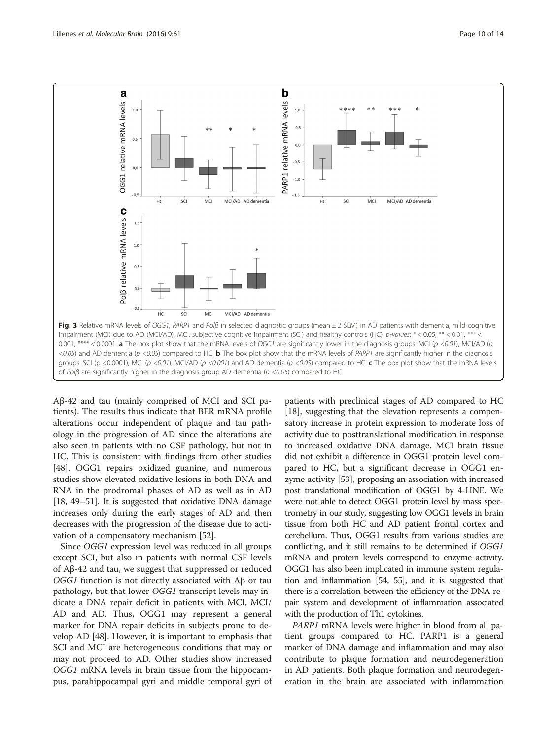**Fig. 3** Relative mRNA levels of *OGG1*, *PARP1* and *Polβ* in selected diagnostic groups (mean ± 2 SEM) in AD patients with dementia, mild cognitive impairment (MCI) due to AD (MCI/AD), MCI, subjective cognitive impairment (SCI) and healthy controls (HC). *p-values*: * < 0.05, ** < 0.01, *** < 0.001, **** < 0.0001. **a** The box plot show that the mRNA levels of *OGG1* are significantly lower in the diagnosis groups: MCI ($p < 0.01$), MCI/AD ($p < 0.05$) and AD dementia ($p < 0.05$) compared to HC. **b** The box plot show that the mRNA levels of *PARP1* are significantly higher in the diagnosis groups: SCI ($p < 0.0001$), MCI ($p < 0.01$), MCI/AD ($p < 0.001$) and AD dementia ($p < 0.05$) compared to HC. **c** The box plot show that the mRNA levels of *Polβ* are significantly higher in the diagnosis group AD dementia ($p < 0.05$) compared to HC

Aβ-42 and tau (mainly comprised of MCI and SCI patients). The results thus indicate that BER mRNA profile alterations occur independent of plaque and tau pathology in the progression of AD since the alterations are also seen in patients with no CSF pathology, but not in HC. This is consistent with findings from other studies [48]. OGG1 repairs oxidized guanine, and numerous studies show elevated oxidative lesions in both DNA and RNA in the prodromal phases of AD as well as in AD [18, 49–51]. It is suggested that oxidative DNA damage increases only during the early stages of AD and then decreases with the progression of the disease due to activation of a compensatory mechanism [52].

Since *OGG1* expression level was reduced in all groups except SCI, but also in patients with normal CSF levels of Aβ-42 and tau, we suggest that suppressed or reduced *OGG1* function is not directly associated with Aβ or tau pathology, but that lower *OGG1* transcript levels may indicate a DNA repair deficit in patients with MCI, MCI/AD and AD. Thus, OGG1 may represent a general marker for DNA repair deficits in subjects prone to develop AD [48]. However, it is important to emphasis that SCI and MCI are heterogeneous conditions that may or may not proceed to AD. Other studies show increased *OGG1* mRNA levels in brain tissue from the hippocampus, parahippocampal gyri and middle temporal gyri of patients with preclinical stages of AD compared to HC [18], suggesting that the elevation represents a compensatory increase in protein expression to moderate loss of activity due to posttranslational modification in response to increased oxidative DNA damage. MCI brain tissue did not exhibit a difference in OGG1 protein level compared to HC, but a significant decrease in OGG1 enzyme activity [53], proposing an association with increased post translational modification of OGG1 by 4-HNE. We were not able to detect OGG1 protein level by mass spectrometry in our study, suggesting low OGG1 levels in brain tissue from both HC and AD patient frontal cortex and cerebellum. Thus, OGG1 results from various studies are conflicting, and it still remains to be determined if *OGG1* mRNA and protein levels correspond to enzyme activity. OGG1 has also been implicated in immune system regulation and inflammation [54, 55], and it is suggested that there is a correlation between the efficiency of the DNA repair system and development of inflammation associated with the production of Th1 cytokines.

*PARP1* mRNA levels were higher in blood from all patient groups compared to HC. PARP1 is a general marker of DNA damage and inflammation and may also contribute to plaque formation and neurodegeneration in AD patients. Both plaque formation and neurodegeneration in the brain are associated with inflammation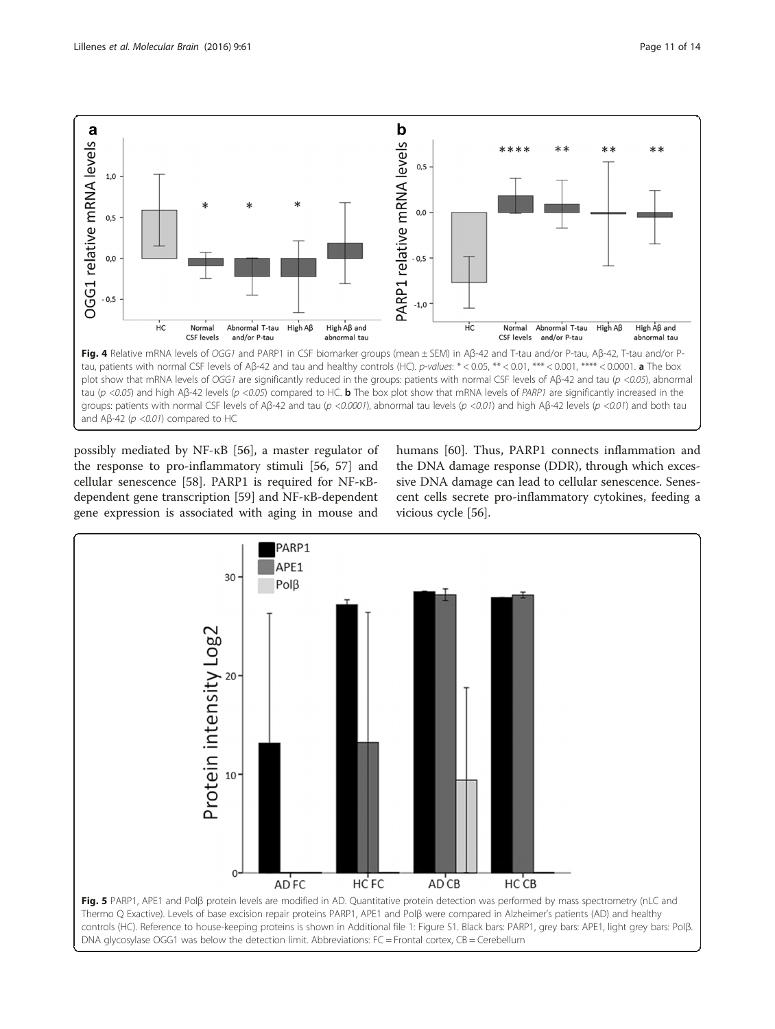**Fig. 4** Relative mRNA levels of *OGG1* and PARP1 in CSF biomarker groups (mean ± SEM) in Aβ-42 and T-tau and/or P-tau, Aβ-42, T-tau and/or P-tau, patients with normal CSF levels of Aβ-42 and tau and healthy controls (HC). *p-values*: * < 0.05, ** < 0.01, *** < 0.001, **** < 0.0001. **a** The box plot show that mRNA levels of *OGG1* are significantly reduced in the groups: patients with normal CSF levels of Aβ-42 and tau ($p < 0.05$), abnormal tau ($p < 0.05$) and high Aβ-42 levels ($p < 0.05$) compared to HC. **b** The box plot show that mRNA levels of *PARP1* are significantly increased in the groups: patients with normal CSF levels of Aβ-42 and tau ($p < 0.0001$), abnormal tau levels ($p < 0.01$) and high Aβ-42 levels ($p < 0.01$) and both tau and Aβ-42 ($p < 0.01$) compared to HC

possibly mediated by NF-κB [56], a master regulator of the response to pro-inflammatory stimuli [56, 57] and cellular senescence [58]. PARP1 is required for NF-κB-dependent gene transcription [59] and NF-κB-dependent gene expression is associated with aging in mouse and humans [60]. Thus, PARP1 connects inflammation and the DNA damage response (DDR), through which excessive DNA damage can lead to cellular senescence. Senescent cells secrete pro-inflammatory cytokines, feeding a vicious cycle [56].

**Fig. 5** PARP1, APE1 and Polβ protein levels are modified in AD. Quantitative protein detection was performed by mass spectrometry (nLC and Thermo Q Exactive). Levels of base excision repair proteins PARP1, APE1 and Polβ were compared in Alzheimer's patients (AD) and healthy controls (HC). Reference to house-keeping proteins is shown in Additional file 1: Figure S1. Black bars: PARP1, grey bars: APE1, light grey bars: Polβ. DNA glycosylase OGG1 was below the detection limit. Abbreviations: FC = Frontal cortex, CB = Cerebellum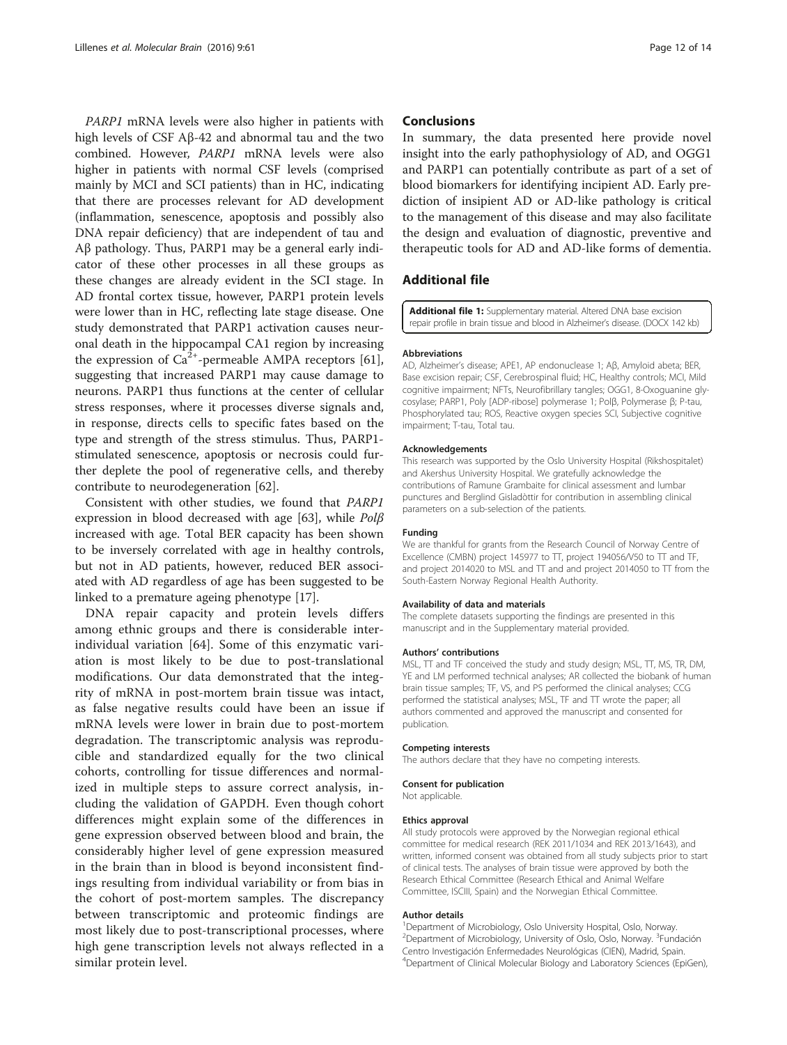*PARP1* mRNA levels were also higher in patients with high levels of CSF Aβ-42 and abnormal tau and the two combined. However, *PARP1* mRNA levels were also higher in patients with normal CSF levels (comprised mainly by MCI and SCI patients) than in HC, indicating that there are processes relevant for AD development (inflammation, senescence, apoptosis and possibly also DNA repair deficiency) that are independent of tau and Aβ pathology. Thus, PARP1 may be a general early indicator of these other processes in all these groups as these changes are already evident in the SCI stage. In AD frontal cortex tissue, however, PARP1 protein levels were lower than in HC, reflecting late stage disease. One study demonstrated that PARP1 activation causes neuronal death in the hippocampal CA1 region by increasing the expression of $Ca^{2+}$-permeable AMPA receptors [61], suggesting that increased PARP1 may cause damage to neurons. PARP1 thus functions at the center of cellular stress responses, where it processes diverse signals and, in response, directs cells to specific fates based on the type and strength of the stress stimulus. Thus, PARP1-stimulated senescence, apoptosis or necrosis could further deplete the pool of regenerative cells, and thereby contribute to neurodegeneration [62].

Consistent with other studies, we found that *PARP1* expression in blood decreased with age [63], while *Polβ* increased with age. Total BER capacity has been shown to be inversely correlated with age in healthy controls, but not in AD patients, however, reduced BER associated with AD regardless of age has been suggested to be linked to a premature ageing phenotype [17].

DNA repair capacity and protein levels differs among ethnic groups and there is considerable inter-individual variation [64]. Some of this enzymatic variation is most likely to be due to post-translational modifications. Our data demonstrated that the integrity of mRNA in post-mortem brain tissue was intact, as false negative results could have been an issue if mRNA levels were lower in brain due to post-mortem degradation. The transcriptomic analysis was reproducible and standardized equally for the two clinical cohorts, controlling for tissue differences and normalized in multiple steps to assure correct analysis, including the validation of GAPDH. Even though cohort differences might explain some of the differences in gene expression observed between blood and brain, the considerably higher level of gene expression measured in the brain than in blood is beyond inconsistent findings resulting from individual variability or from bias in the cohort of post-mortem samples. The discrepancy between transcriptomic and proteomic findings are most likely due to post-transcriptional processes, where high gene transcription levels not always reflected in a similar protein level.

## Conclusions

In summary, the data presented here provide novel insight into the early pathophysiology of AD, and OGG1 and PARP1 can potentially contribute as part of a set of blood biomarkers for identifying incipient AD. Early prediction of insipient AD or AD-like pathology is critical to the management of this disease and may also facilitate the design and evaluation of diagnostic, preventive and therapeutic tools for AD and AD-like forms of dementia.

## Additional file

**Additional file 1:** Supplementary material. Altered DNA base excision repair profile in brain tissue and blood in Alzheimer's disease. (DOCX 142 kb)

#### Abbreviations

AD, Alzheimer's disease; APE1, AP endonuclease 1; Aβ, Amyloid abeta; BER, Base excision repair; CSF, Cerebrospinal fluid; HC, Healthy controls; MCI, Mild cognitive impairment; NFTs, Neurofibrillary tangles; OGG1, 8-Oxoguanine glycosylase; PARP1, Poly [ADP-ribose] polymerase 1; Polβ, Polymerase β; P-tau, Phosphorylated tau; ROS, Reactive oxygen species SCI, Subjective cognitive impairment; T-tau, Total tau.

#### Acknowledgements

This research was supported by the Oslo University Hospital (Rikshospitalet) and Akershus University Hospital. We gratefully acknowledge the contributions of Ramune Grambaite for clinical assessment and lumbar punctures and Berglind Gisladòttir for contribution in assembling clinical parameters on a sub-selection of the patients.

#### Funding

We are thankful for grants from the Research Council of Norway Centre of Excellence (CMBN) project 145977 to TT, project 194056/V50 to TT and TF, and project 2014020 to MSL and TT and and project 2014050 to TT from the South-Eastern Norway Regional Health Authority.

#### Availability of data and materials

The complete datasets supporting the findings are presented in this manuscript and in the Supplementary material provided.

#### Authors' contributions

MSL, TT and TF conceived the study and study design; MSL, TT, MS, TR, DM, YE and LM performed technical analyses; AR collected the biobank of human brain tissue samples; TF, VS, and PS performed the clinical analyses; CCG performed the statistical analyses; MSL, TF and TT wrote the paper; all authors commented and approved the manuscript and consented for publication.

#### Competing interests

The authors declare that they have no competing interests.

#### Consent for publication

Not applicable.

#### Ethics approval

All study protocols were approved by the Norwegian regional ethical committee for medical research (REK 2011/1034 and REK 2013/1643), and written, informed consent was obtained from all study subjects prior to start of clinical tests. The analyses of brain tissue were approved by both the Research Ethical Committee (Research Ethical and Animal Welfare Committee, ISCIII, Spain) and the Norwegian Ethical Committee.

#### Author details

[1]Department of Microbiology, Oslo University Hospital, Oslo, Norway. [2]Department of Microbiology, University of Oslo, Oslo, Norway. [3]Fundación Centro Investigación Enfermedades Neurológicas (CIEN), Madrid, Spain. [4]Department of Clinical Molecular Biology and Laboratory Sciences (EpiGen),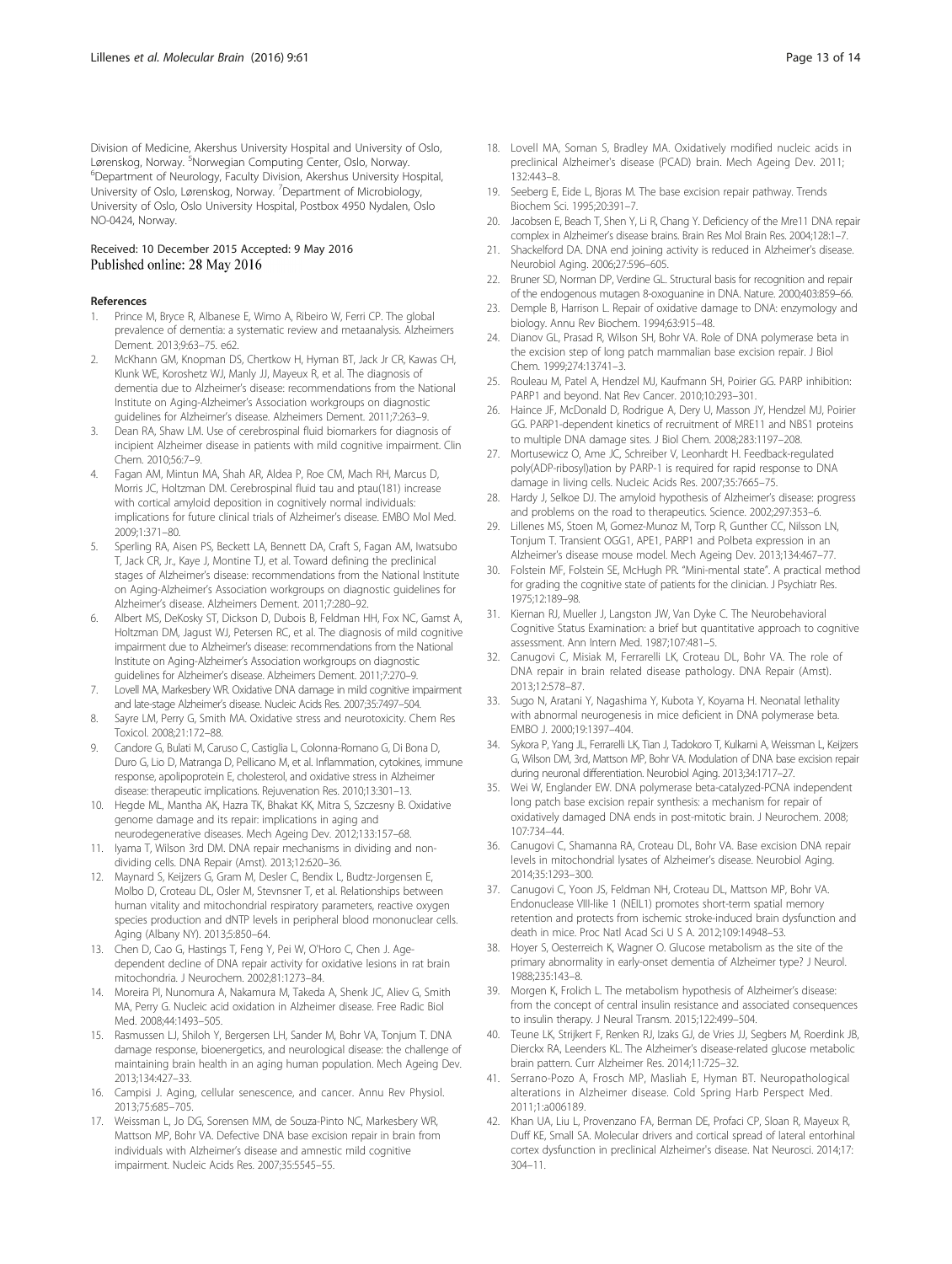Division of Medicine, Akershus University Hospital and University of Oslo, Lørenskog, Norway. [5]Norwegian Computing Center, Oslo, Norway. [6]Department of Neurology, Faculty Division, Akershus University Hospital, University of Oslo, Lørenskog, Norway. [7]Department of Microbiology, University of Oslo, Oslo University Hospital, Postbox 4950 Nydalen, Oslo NO-0424, Norway.

Received: 10 December 2015 Accepted: 9 May 2016
Published online: 28 May 2016

## References

1. Prince M, Bryce R, Albanese E, Wimo A, Ribeiro W, Ferri CP. The global prevalence of dementia: a systematic review and metaanalysis. Alzheimers Dement. 2013;9:63–75. e62.
2. McKhann GM, Knopman DS, Chertkow H, Hyman BT, Jack Jr CR, Kawas CH, Klunk WE, Koroshetz WJ, Manly JJ, Mayeux R, et al. The diagnosis of dementia due to Alzheimer's disease: recommendations from the National Institute on Aging-Alzheimer's Association workgroups on diagnostic guidelines for Alzheimer's disease. Alzheimers Dement. 2011;7:263–9.
3. Dean RA, Shaw LM. Use of cerebrospinal fluid biomarkers for diagnosis of incipient Alzheimer disease in patients with mild cognitive impairment. Clin Chem. 2010;56:7–9.
4. Fagan AM, Mintun MA, Shah AR, Aldea P, Roe CM, Mach RH, Marcus D, Morris JC, Holtzman DM. Cerebrospinal fluid tau and ptau(181) increase with cortical amyloid deposition in cognitively normal individuals: implications for future clinical trials of Alzheimer's disease. EMBO Mol Med. 2009;1:371–80.
5. Sperling RA, Aisen PS, Beckett LA, Bennett DA, Craft S, Fagan AM, Iwatsubo T, Jack CR, Jr., Kaye J, Montine TJ, et al. Toward defining the preclinical stages of Alzheimer's disease: recommendations from the National Institute on Aging-Alzheimer's Association workgroups on diagnostic guidelines for Alzheimer's disease. Alzheimers Dement. 2011;7:280–92.
6. Albert MS, DeKosky ST, Dickson D, Dubois B, Feldman HH, Fox NC, Gamst A, Holtzman DM, Jagust WJ, Petersen RC, et al. The diagnosis of mild cognitive impairment due to Alzheimer's disease: recommendations from the National Institute on Aging-Alzheimer's Association workgroups on diagnostic guidelines for Alzheimer's disease. Alzheimers Dement. 2011;7:270–9.
7. Lovell MA, Markesbery WR. Oxidative DNA damage in mild cognitive impairment and late-stage Alzheimer's disease. Nucleic Acids Res. 2007;35:7497–504.
8. Sayre LM, Perry G, Smith MA. Oxidative stress and neurotoxicity. Chem Res Toxicol. 2008;21:172–88.
9. Candore G, Bulati M, Caruso C, Castiglia L, Colonna-Romano G, Di Bona D, Duro G, Lio D, Matranga D, Pellicano M, et al. Inflammation, cytokines, immune response, apolipoprotein E, cholesterol, and oxidative stress in Alzheimer disease: therapeutic implications. Rejuvenation Res. 2010;13:301–13.
10. Hegde ML, Mantha AK, Hazra TK, Bhakat KK, Mitra S, Szczesny B. Oxidative genome damage and its repair: implications in aging and neurodegenerative diseases. Mech Ageing Dev. 2012;133:157–68.
11. Iyama T, Wilson 3rd DM. DNA repair mechanisms in dividing and non-dividing cells. DNA Repair (Amst). 2013;12:620–36.
12. Maynard S, Keijzers G, Gram M, Desler C, Bendix L, Budtz-Jorgensen E, Molbo D, Croteau DL, Osler M, Stevnsner T, et al. Relationships between human vitality and mitochondrial respiratory parameters, reactive oxygen species production and dNTP levels in peripheral blood mononuclear cells. Aging (Albany NY). 2013;5:850–64.
13. Chen D, Cao G, Hastings T, Feng Y, Pei W, O'Horo C, Chen J. Age-dependent decline of DNA repair activity for oxidative lesions in rat brain mitochondria. J Neurochem. 2002;81:1273–84.
14. Moreira PI, Nunomura A, Nakamura M, Takeda A, Shenk JC, Aliev G, Smith MA, Perry G. Nucleic acid oxidation in Alzheimer disease. Free Radic Biol Med. 2008;44:1493–505.
15. Rasmussen LJ, Shiloh Y, Bergersen LH, Sander M, Bohr VA, Tonjum T. DNA damage response, bioenergetics, and neurological disease: the challenge of maintaining brain health in an aging human population. Mech Ageing Dev. 2013;134:427–33.
16. Campisi J. Aging, cellular senescence, and cancer. Annu Rev Physiol. 2013;75:685–705.
17. Weissman L, Jo DG, Sorensen MM, de Souza-Pinto NC, Markesbery WR, Mattson MP, Bohr VA. Defective DNA base excision repair in brain from individuals with Alzheimer's disease and amnestic mild cognitive impairment. Nucleic Acids Res. 2007;35:5545–55.
18. Lovell MA, Soman S, Bradley MA. Oxidatively modified nucleic acids in preclinical Alzheimer's disease (PCAD) brain. Mech Ageing Dev. 2011; 132:443–8.
19. Seeberg E, Eide L, Bjoras M. The base excision repair pathway. Trends Biochem Sci. 1995;20:391–7.
20. Jacobsen E, Beach T, Shen Y, Li R, Chang Y. Deficiency of the Mre11 DNA repair complex in Alzheimer's disease brains. Brain Res Mol Brain Res. 2004;128:1–7.
21. Shackelford DA. DNA end joining activity is reduced in Alzheimer's disease. Neurobiol Aging. 2006;27:596–605.
22. Bruner SD, Norman DP, Verdine GL. Structural basis for recognition and repair of the endogenous mutagen 8-oxoguanine in DNA. Nature. 2000;403:859–66.
23. Demple B, Harrison L. Repair of oxidative damage to DNA: enzymology and biology. Annu Rev Biochem. 1994;63:915–48.
24. Dianov GL, Prasad R, Wilson SH, Bohr VA. Role of DNA polymerase beta in the excision step of long patch mammalian base excision repair. J Biol Chem. 1999;274:13741–3.
25. Rouleau M, Patel A, Hendzel MJ, Kaufmann SH, Poirier GG. PARP inhibition: PARP1 and beyond. Nat Rev Cancer. 2010;10:293–301.
26. Haince JF, McDonald D, Rodrigue A, Dery U, Masson JY, Hendzel MJ, Poirier GG. PARP1-dependent kinetics of recruitment of MRE11 and NBS1 proteins to multiple DNA damage sites. J Biol Chem. 2008;283:1197–208.
27. Mortusewicz O, Ame JC, Schreiber V, Leonhardt H. Feedback-regulated poly(ADP-ribosyl)ation by PARP-1 is required for rapid response to DNA damage in living cells. Nucleic Acids Res. 2007;35:7665–75.
28. Hardy J, Selkoe DJ. The amyloid hypothesis of Alzheimer's disease: progress and problems on the road to therapeutics. Science. 2002;297:353–6.
29. Lillenes MS, Stoen M, Gomez-Munoz M, Torp R, Gunther CC, Nilsson LN, Tonjum T. Transient OGG1, APE1, PARP1 and Polbeta expression in an Alzheimer's disease mouse model. Mech Ageing Dev. 2013;134:467–77.
30. Folstein MF, Folstein SE, McHugh PR. "Mini-mental state". A practical method for grading the cognitive state of patients for the clinician. J Psychiatr Res. 1975;12:189–98.
31. Kiernan RJ, Mueller J, Langston JW, Van Dyke C. The Neurobehavioral Cognitive Status Examination: a brief but quantitative approach to cognitive assessment. Ann Intern Med. 1987;107:481–5.
32. Canugovi C, Misiak M, Ferrarelli LK, Croteau DL, Bohr VA. The role of DNA repair in brain related disease pathology. DNA Repair (Amst). 2013;12:578–87.
33. Sugo N, Aratani Y, Nagashima Y, Kubota Y, Koyama H. Neonatal lethality with abnormal neurogenesis in mice deficient in DNA polymerase beta. EMBO J. 2000;19:1397–404.
34. Sykora P, Yang JL, Ferrarelli LK, Tian J, Tadokoro T, Kulkarni A, Weissman L, Keijzers G, Wilson DM, 3rd, Mattson MP, Bohr VA. Modulation of DNA base excision repair during neuronal differentiation. Neurobiol Aging. 2013;34:1717–27.
35. Wei W, Englander EW. DNA polymerase beta-catalyzed-PCNA independent long patch base excision repair synthesis: a mechanism for repair of oxidatively damaged DNA ends in post-mitotic brain. J Neurochem. 2008; 107:734–44.
36. Canugovi C, Shamanna RA, Croteau DL, Bohr VA. Base excision DNA repair levels in mitochondrial lysates of Alzheimer's disease. Neurobiol Aging. 2014;35:1293–300.
37. Canugovi C, Yoon JS, Feldman NH, Croteau DL, Mattson MP, Bohr VA. Endonuclease VIII-like 1 (NEIL1) promotes short-term spatial memory retention and protects from ischemic stroke-induced brain dysfunction and death in mice. Proc Natl Acad Sci U S A. 2012;109:14948–53.
38. Hoyer S, Oesterreich K, Wagner O. Glucose metabolism as the site of the primary abnormality in early-onset dementia of Alzheimer type? J Neurol. 1988;235:143–8.
39. Morgen K, Frolich L. The metabolism hypothesis of Alzheimer's disease: from the concept of central insulin resistance and associated consequences to insulin therapy. J Neural Transm. 2015;122:499–504.
40. Teune LK, Strijkert F, Renken RJ, Izaks GJ, de Vries JJ, Segbers M, Roerdink JB, Dierckx RA, Leenders KL. The Alzheimer's disease-related glucose metabolic brain pattern. Curr Alzheimer Res. 2014;11:725–32.
41. Serrano-Pozo A, Frosch MP, Masliah E, Hyman BT. Neuropathological alterations in Alzheimer disease. Cold Spring Harb Perspect Med. 2011;1:a006189.
42. Khan UA, Liu L, Provenzano FA, Berman DE, Profaci CP, Sloan R, Mayeux R, Duff KE, Small SA. Molecular drivers and cortical spread of lateral entorhinal cortex dysfunction in preclinical Alzheimer's disease. Nat Neurosci. 2014;17: 304–11.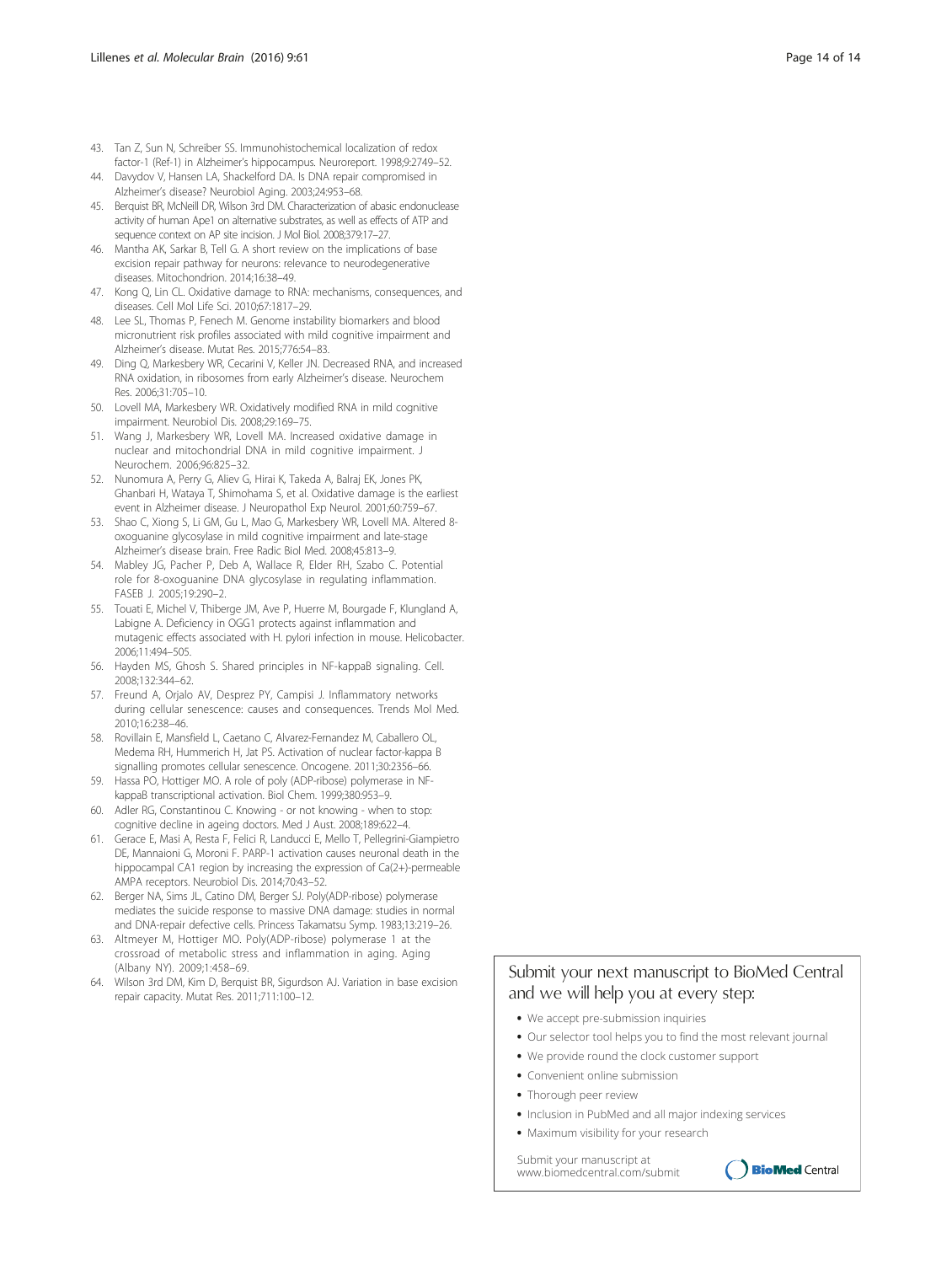43. Tan Z, Sun N, Schreiber SS. Immunohistochemical localization of redox factor-1 (Ref-1) in Alzheimer's hippocampus. Neuroreport. 1998;9:2749–52.
44. Davydov V, Hansen LA, Shackelford DA. Is DNA repair compromised in Alzheimer's disease? Neurobiol Aging. 2003;24:953–68.
45. Berquist BR, McNeill DR, Wilson 3rd DM. Characterization of abasic endonuclease activity of human Ape1 on alternative substrates, as well as effects of ATP and sequence context on AP site incision. J Mol Biol. 2008;379:17–27.
46. Mantha AK, Sarkar B, Tell G. A short review on the implications of base excision repair pathway for neurons: relevance to neurodegenerative diseases. Mitochondrion. 2014;16:38–49.
47. Kong Q, Lin CL. Oxidative damage to RNA: mechanisms, consequences, and diseases. Cell Mol Life Sci. 2010;67:1817–29.
48. Lee SL, Thomas P, Fenech M. Genome instability biomarkers and blood micronutrient risk profiles associated with mild cognitive impairment and Alzheimer's disease. Mutat Res. 2015;776:54–83.
49. Ding Q, Markesbery WR, Cecarini V, Keller JN. Decreased RNA, and increased RNA oxidation, in ribosomes from early Alzheimer's disease. Neurochem Res. 2006;31:705–10.
50. Lovell MA, Markesbery WR. Oxidatively modified RNA in mild cognitive impairment. Neurobiol Dis. 2008;29:169–75.
51. Wang J, Markesbery WR, Lovell MA. Increased oxidative damage in nuclear and mitochondrial DNA in mild cognitive impairment. J Neurochem. 2006;96:825–32.
52. Nunomura A, Perry G, Aliev G, Hirai K, Takeda A, Balraj EK, Jones PK, Ghanbari H, Wataya T, Shimohama S, et al. Oxidative damage is the earliest event in Alzheimer disease. J Neuropathol Exp Neurol. 2001;60:759–67.
53. Shao C, Xiong S, Li GM, Gu L, Mao G, Markesbery WR, Lovell MA. Altered 8-oxoguanine glycosylase in mild cognitive impairment and late-stage Alzheimer's disease brain. Free Radic Biol Med. 2008;45:813–9.
54. Mabley JG, Pacher P, Deb A, Wallace R, Elder RH, Szabo C. Potential role for 8-oxoguanine DNA glycosylase in regulating inflammation. FASEB J. 2005;19:290–2.
55. Touati E, Michel V, Thiberge JM, Ave P, Huerre M, Bourgade F, Klungland A, Labigne A. Deficiency in OGG1 protects against inflammation and mutagenic effects associated with H. pylori infection in mouse. Helicobacter. 2006;11:494–505.
56. Hayden MS, Ghosh S. Shared principles in NF-kappaB signaling. Cell. 2008;132:344–62.
57. Freund A, Orjalo AV, Desprez PY, Campisi J. Inflammatory networks during cellular senescence: causes and consequences. Trends Mol Med. 2010;16:238–46.
58. Rovillain E, Mansfield L, Caetano C, Alvarez-Fernandez M, Caballero OL, Medema RH, Hummerich H, Jat PS. Activation of nuclear factor-kappa B signalling promotes cellular senescence. Oncogene. 2011;30:2356–66.
59. Hassa PO, Hottiger MO. A role of poly (ADP-ribose) polymerase in NF-kappaB transcriptional activation. Biol Chem. 1999;380:953–9.
60. Adler RG, Constantinou C. Knowing - or not knowing - when to stop: cognitive decline in ageing doctors. Med J Aust. 2008;189:622–4.
61. Gerace E, Masi A, Resta F, Felici R, Landucci E, Mello T, Pellegrini-Giampietro DE, Mannaioni G, Moroni F. PARP-1 activation causes neuronal death in the hippocampal CA1 region by increasing the expression of Ca(2+)-permeable AMPA receptors. Neurobiol Dis. 2014;70:43–52.
62. Berger NA, Sims JL, Catino DM, Berger SJ. Poly(ADP-ribose) polymerase mediates the suicide response to massive DNA damage: studies in normal and DNA-repair defective cells. Princess Takamatsu Symp. 1983;13:219–26.
63. Altmeyer M, Hottiger MO. Poly(ADP-ribose) polymerase 1 at the crossroad of metabolic stress and inflammation in aging. Aging (Albany NY). 2009;1:458–69.
64. Wilson 3rd DM, Kim D, Berquist BR, Sigurdson AJ. Variation in base excision repair capacity. Mutat Res. 2011;711:100–12.

Submit your next manuscript to BioMed Central and we will help you at every step:

- We accept pre-submission inquiries
- Our selector tool helps you to find the most relevant journal
- We provide round the clock customer support
- Convenient online submission
- Thorough peer review
- Inclusion in PubMed and all major indexing services
- Maximum visibility for your research

Submit your manuscript at
www.biomedcentral.com/submit

BioMed Central